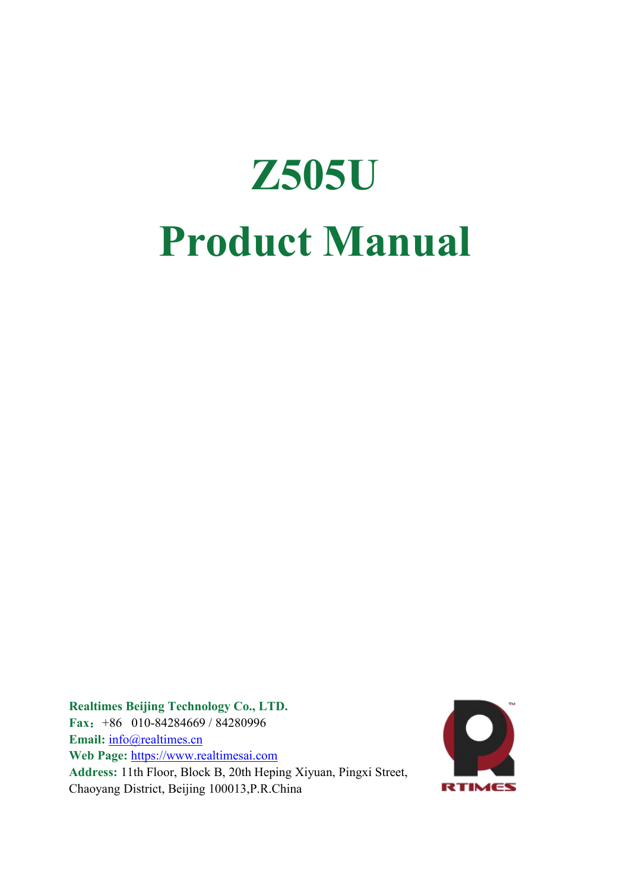# Z505U

# Product Manual

**Realtimes Beijing Technology Co., LTD.**

**Fax：**+86 010-84284669 / 84280996

**Email:** info@realtimes.cn

**Web Page:** https://www.realtimesai.com

**Address:** 11th Floor, Block B, 20th Heping Xiyuan, Pingxi Street, Chaoyang District, Beijing 100013,P.R.China

RTIMES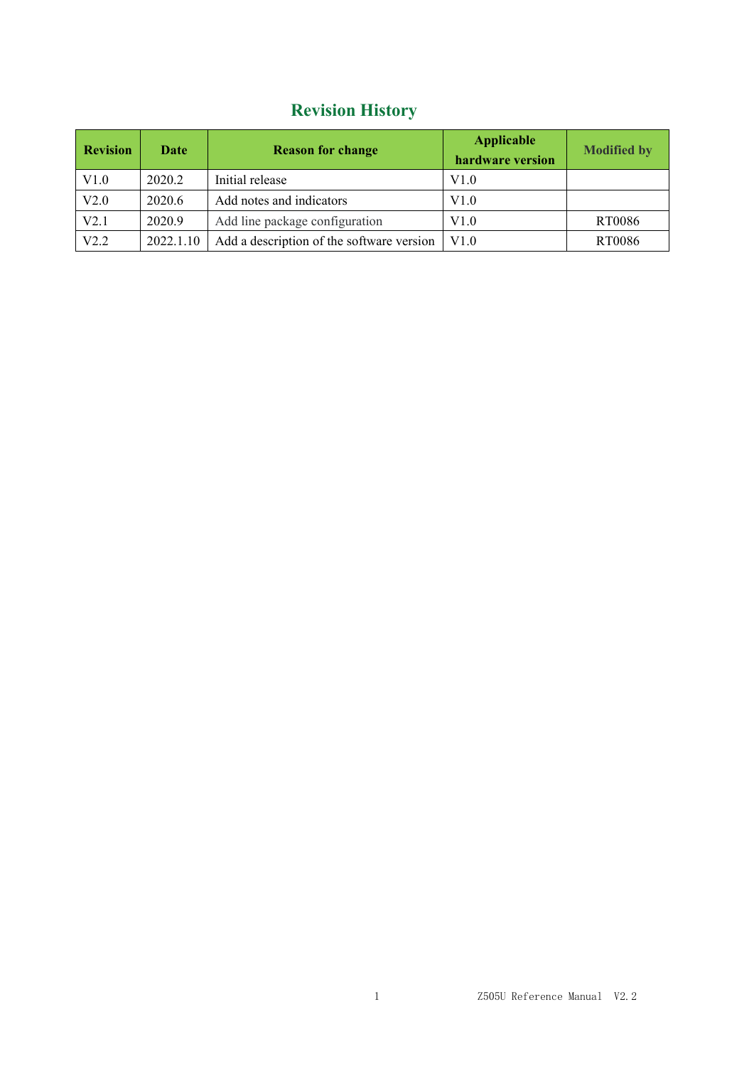# Revision History

| Revision | Date | Reason for change | Applicable hardware version | Modified by |
|---|---|---|---|---|
| V1.0 | 2020.2 | Initial release | V1.0 | |
| V2.0 | 2020.6 | Add notes and indicators | V1.0 | |
| V2.1 | 2020.9 | Add line package configuration | V1.0 | RT0086 |
| V2.2 | 2022.1.10 | Add a description of the software version | V1.0 | RT0086 |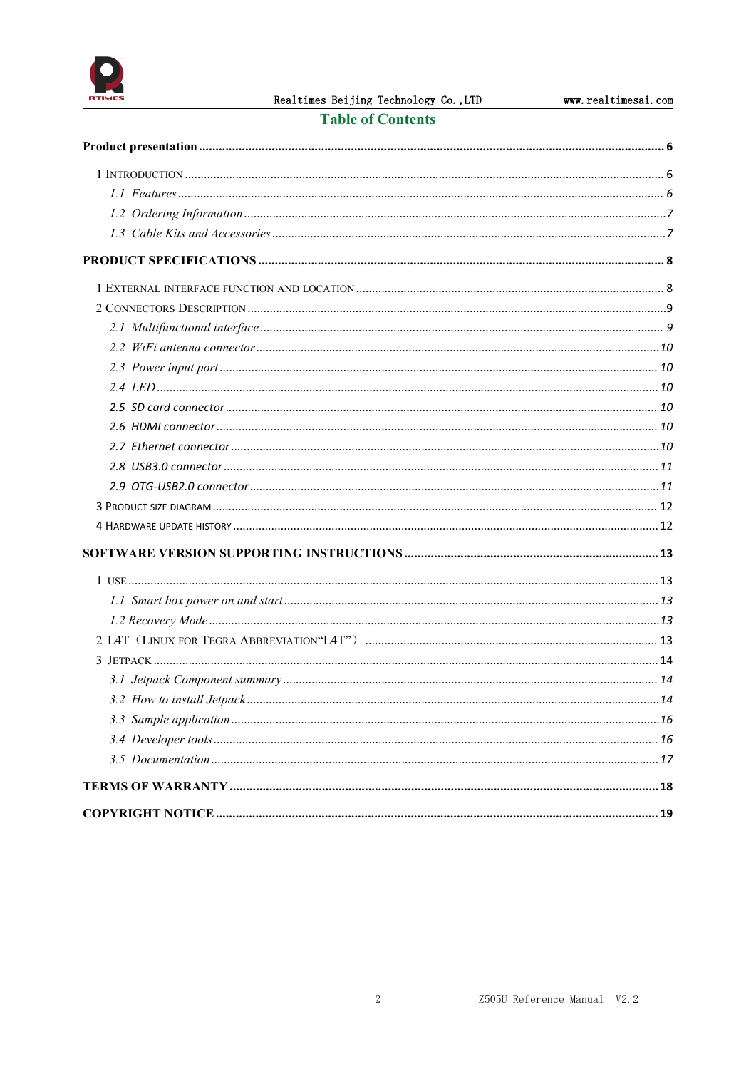# Table of Contents

**Product presentation** ........................................................................................................................ **6**

1 INTRODUCTION .................................................................................................................... 6

*1.1 Features* ....................................................................................................................... *6*

*1.2 Ordering Information* ..................................................................................................... *7*

*1.3 Cable Kits and Accessories* ............................................................................................ *7*

**PRODUCT SPECIFICATIONS** ............................................................................................... **8**

1 EXTERNAL INTERFACE FUNCTION AND LOCATION ................................................................ 8

2 CONNECTORS DESCRIPTION ................................................................................................ 9

*2.1 Multifunctional interface* ................................................................................................ *9*

*2.2 WiFi antenna connector* ................................................................................................ *10*

*2.3 Power input port* ........................................................................................................... *10*

*2.4 LED* ............................................................................................................................. *10*

*2.5 SD card connector* ......................................................................................................... *10*

*2.6 HDMI connector* ........................................................................................................... *10*

*2.7 Ethernet connector* ........................................................................................................ *10*

*2.8 USB3.0 connector* ......................................................................................................... *11*

*2.9 OTG-USB2.0 connector* ................................................................................................. *11*

3 PRODUCT SIZE DIAGRAM ..................................................................................................... 12

4 HARDWARE UPDATE HISTORY .............................................................................................. 12

**SOFTWARE VERSION SUPPORTING INSTRUCTIONS** .......................................................... **13**

1 USE ..................................................................................................................................... 13

*1.1 Smart box power on and start* ........................................................................................ *13*

*1.2 Recovery Mode* ............................................................................................................. *13*

2 L4T（LINUX FOR TEGRA ABBREVIATION“L4T”） ...................................................................... 13

3 JETPACK .............................................................................................................................. 14

*3.1 Jetpack Component summary* ......................................................................................... *14*

*3.2 How to install Jetpack* ..................................................................................................... *14*

*3.3 Sample application* ........................................................................................................ *16*

*3.4 Developer tools* ............................................................................................................. *16*

*3.5 Documentation* ............................................................................................................. *17*

**TERMS OF WARRANTY** ......................................................................................................... **18**

**COPYRIGHT NOTICE** ............................................................................................................. **19**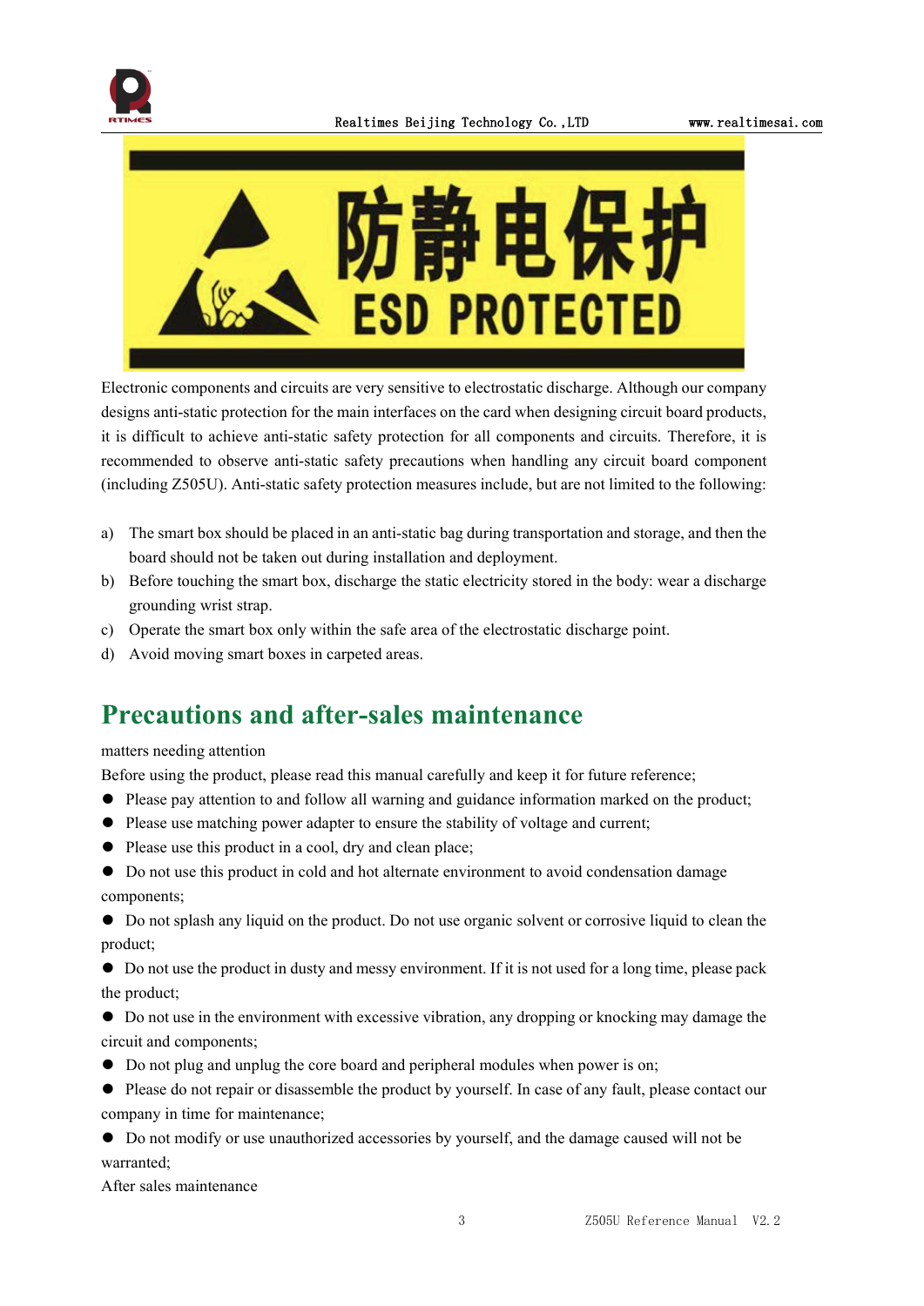防静电保护
ESD PROTECTED

Electronic components and circuits are very sensitive to electrostatic discharge. Although our company designs anti-static protection for the main interfaces on the card when designing circuit board products, it is difficult to achieve anti-static safety protection for all components and circuits. Therefore, it is recommended to observe anti-static safety precautions when handling any circuit board component (including Z505U). Anti-static safety protection measures include, but are not limited to the following:

a) The smart box should be placed in an anti-static bag during transportation and storage, and then the board should not be taken out during installation and deployment.
b) Before touching the smart box, discharge the static electricity stored in the body: wear a discharge grounding wrist strap.
c) Operate the smart box only within the safe area of the electrostatic discharge point.
d) Avoid moving smart boxes in carpeted areas.

# Precautions and after-sales maintenance

matters needing attention

Before using the product, please read this manual carefully and keep it for future reference;

- Please pay attention to and follow all warning and guidance information marked on the product;
- Please use matching power adapter to ensure the stability of voltage and current;
- Please use this product in a cool, dry and clean place;
- Do not use this product in cold and hot alternate environment to avoid condensation damage components;
- Do not splash any liquid on the product. Do not use organic solvent or corrosive liquid to clean the product;
- Do not use the product in dusty and messy environment. If it is not used for a long time, please pack the product;
- Do not use in the environment with excessive vibration, any dropping or knocking may damage the circuit and components;
- Do not plug and unplug the core board and peripheral modules when power is on;
- Please do not repair or disassemble the product by yourself. In case of any fault, please contact our company in time for maintenance;
- Do not modify or use unauthorized accessories by yourself, and the damage caused will not be warranted;

After sales maintenance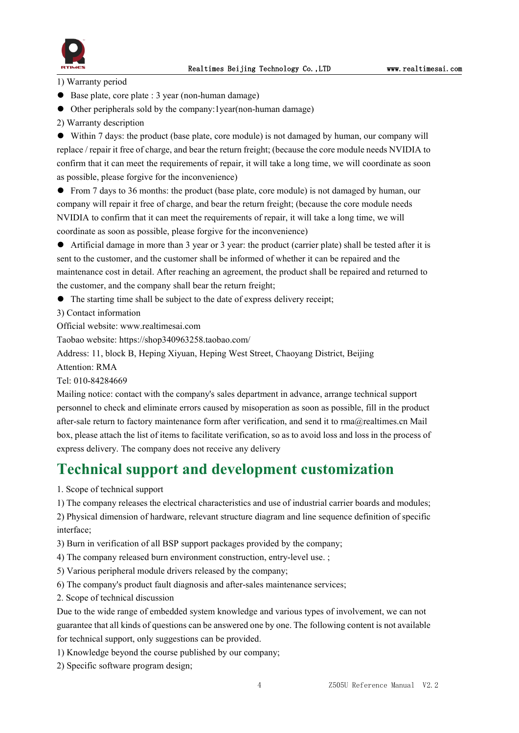1) Warranty period

- Base plate, core plate : 3 year (non-human damage)
- Other peripherals sold by the company:1year(non-human damage)

2) Warranty description

- Within 7 days: the product (base plate, core module) is not damaged by human, our company will replace / repair it free of charge, and bear the return freight; (because the core module needs NVIDIA to confirm that it can meet the requirements of repair, it will take a long time, we will coordinate as soon as possible, please forgive for the inconvenience)
- From 7 days to 36 months: the product (base plate, core module) is not damaged by human, our company will repair it free of charge, and bear the return freight; (because the core module needs NVIDIA to confirm that it can meet the requirements of repair, it will take a long time, we will coordinate as soon as possible, please forgive for the inconvenience)
- Artificial damage in more than 3 year or 3 year: the product (carrier plate) shall be tested after it is sent to the customer, and the customer shall be informed of whether it can be repaired and the maintenance cost in detail. After reaching an agreement, the product shall be repaired and returned to the customer, and the company shall bear the return freight;
- The starting time shall be subject to the date of express delivery receipt;

3) Contact information

Official website: www.realtimesai.com

Taobao website: https://shop340963258.taobao.com/

Address: 11, block B, Heping Xiyuan, Heping West Street, Chaoyang District, Beijing

Attention: RMA

Tel: 010-84284669

Mailing notice: contact with the company's sales department in advance, arrange technical support personnel to check and eliminate errors caused by misoperation as soon as possible, fill in the product after-sale return to factory maintenance form after verification, and send it to rma@realtimes.cn Mail box, please attach the list of items to facilitate verification, so as to avoid loss and loss in the process of express delivery. The company does not receive any delivery

# Technical support and development customization

1. Scope of technical support

1) The company releases the electrical characteristics and use of industrial carrier boards and modules;

2) Physical dimension of hardware, relevant structure diagram and line sequence definition of specific interface;

3) Burn in verification of all BSP support packages provided by the company;

4) The company released burn environment construction, entry-level use. ;

5) Various peripheral module drivers released by the company;

6) The company's product fault diagnosis and after-sales maintenance services;

2. Scope of technical discussion

Due to the wide range of embedded system knowledge and various types of involvement, we can not guarantee that all kinds of questions can be answered one by one. The following content is not available for technical support, only suggestions can be provided.

1) Knowledge beyond the course published by our company;

2) Specific software program design;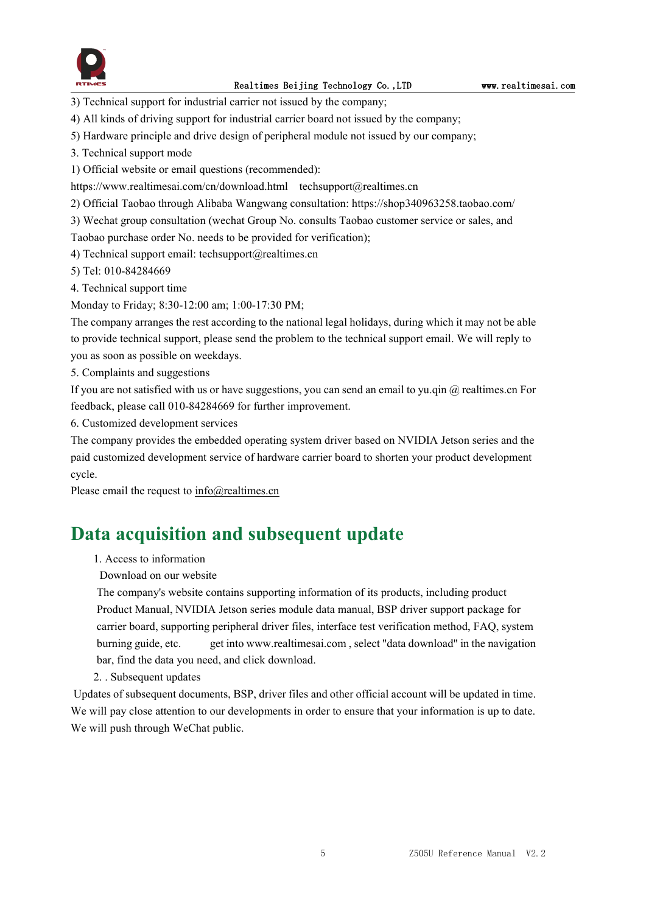3) Technical support for industrial carrier not issued by the company;

4) All kinds of driving support for industrial carrier board not issued by the company;

5) Hardware principle and drive design of peripheral module not issued by our company;

3. Technical support mode

1) Official website or email questions (recommended):

https://www.realtimesai.com/cn/download.html techsupport@realtimes.cn

2) Official Taobao through Alibaba Wangwang consultation: https://shop340963258.taobao.com/

3) Wechat group consultation (wechat Group No. consults Taobao customer service or sales, and Taobao purchase order No. needs to be provided for verification);

4) Technical support email: techsupport@realtimes.cn

5) Tel: 010-84284669

4. Technical support time

Monday to Friday; 8:30-12:00 am; 1:00-17:30 PM;

The company arranges the rest according to the national legal holidays, during which it may not be able to provide technical support, please send the problem to the technical support email. We will reply to you as soon as possible on weekdays.

5. Complaints and suggestions

If you are not satisfied with us or have suggestions, you can send an email to yu.qin @ realtimes.cn For feedback, please call 010-84284669 for further improvement.

6. Customized development services

The company provides the embedded operating system driver based on NVIDIA Jetson series and the paid customized development service of hardware carrier board to shorten your product development cycle.

Please email the request to info@realtimes.cn

# Data acquisition and subsequent update

1. Access to information

Download on our website

The company's website contains supporting information of its products, including product Product Manual, NVIDIA Jetson series module data manual, BSP driver support package for carrier board, supporting peripheral driver files, interface test verification method, FAQ, system burning guide, etc. get into www.realtimesai.com , select "data download" in the navigation bar, find the data you need, and click download.

2. . Subsequent updates

Updates of subsequent documents, BSP, driver files and other official account will be updated in time. We will pay close attention to our developments in order to ensure that your information is up to date. We will push through WeChat public.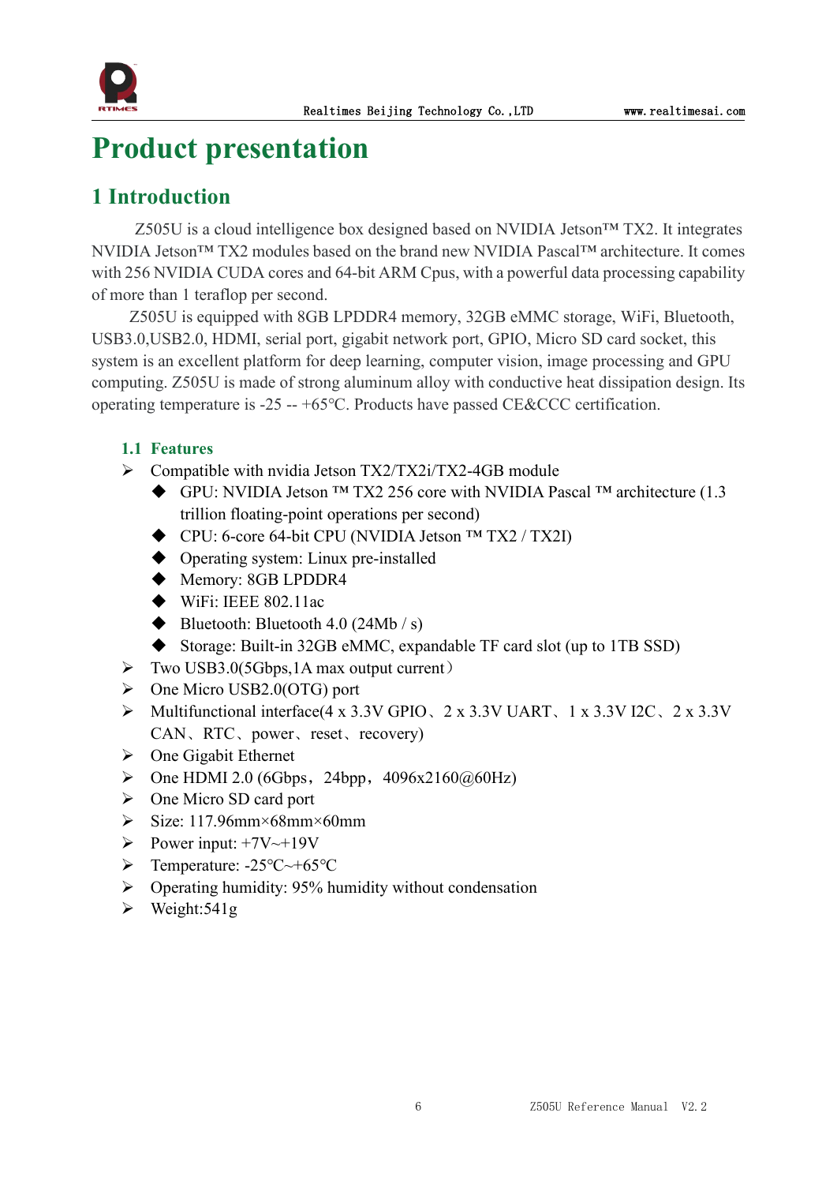# Product presentation

## 1 Introduction

Z505U is a cloud intelligence box designed based on NVIDIA Jetson™ TX2. It integrates NVIDIA Jetson™ TX2 modules based on the brand new NVIDIA Pascal™ architecture. It comes with 256 NVIDIA CUDA cores and 64-bit ARM Cpus, with a powerful data processing capability of more than 1 teraflop per second.

Z505U is equipped with 8GB LPDDR4 memory, 32GB eMMC storage, WiFi, Bluetooth, USB3.0,USB2.0, HDMI, serial port, gigabit network port, GPIO, Micro SD card socket, this system is an excellent platform for deep learning, computer vision, image processing and GPU computing. Z505U is made of strong aluminum alloy with conductive heat dissipation design. Its operating temperature is -25 -- +65℃. Products have passed CE&CCC certification.

### 1.1 Features

- Compatible with nvidia Jetson TX2/TX2i/TX2-4GB module
  - GPU: NVIDIA Jetson ™ TX2 256 core with NVIDIA Pascal ™ architecture (1.3 trillion floating-point operations per second)
  - CPU: 6-core 64-bit CPU (NVIDIA Jetson ™ TX2 / TX2I)
  - Operating system: Linux pre-installed
  - Memory: 8GB LPDDR4
  - WiFi: IEEE 802.11ac
  - Bluetooth: Bluetooth 4.0 (24Mb / s)
  - Storage: Built-in 32GB eMMC, expandable TF card slot (up to 1TB SSD)
- Two USB3.0(5Gbps,1A max output current）
- One Micro USB2.0(OTG) port
- Multifunctional interface(4 x 3.3V GPIO、2 x 3.3V UART、1 x 3.3V I2C、2 x 3.3V CAN、RTC、power、reset、recovery)
- One Gigabit Ethernet
- One HDMI 2.0 (6Gbps，24bpp，4096x2160@60Hz)
- One Micro SD card port
- Size: 117.96mm×68mm×60mm
- Power input: +7V~+19V
- Temperature: -25℃~+65℃
- Operating humidity: 95% humidity without condensation
- Weight:541g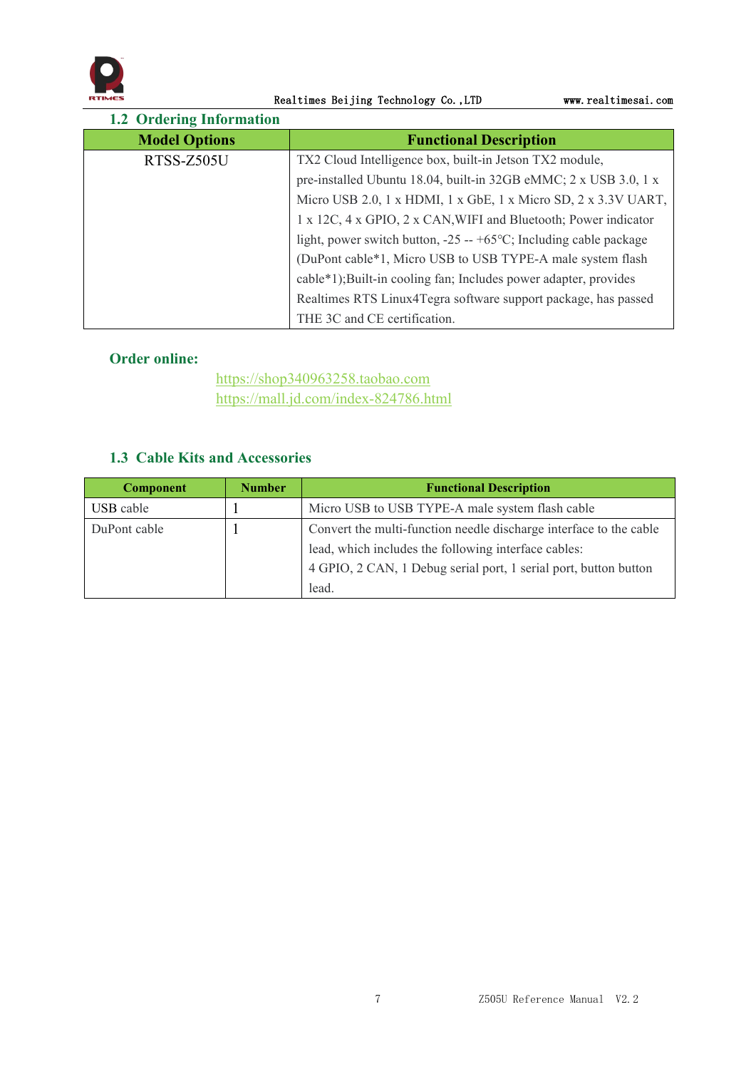## 1.2 Ordering Information

| Model Options | Functional Description |
|---|---|
| RTSS-Z505U | TX2 Cloud Intelligence box, built-in Jetson TX2 module, pre-installed Ubuntu 18.04, built-in 32GB eMMC; 2 x USB 3.0, 1 x Micro USB 2.0, 1 x HDMI, 1 x GbE, 1 x Micro SD, 2 x 3.3V UART, 1 x 12C, 4 x GPIO, 2 x CAN,WIFI and Bluetooth; Power indicator light, power switch button, -25 -- +65°C; Including cable package (DuPont cable*1, Micro USB to USB TYPE-A male system flash cable*1);Built-in cooling fan; Includes power adapter, provides Realtimes RTS Linux4Tegra software support package, has passed THE 3C and CE certification. |

**Order online:**

https://shop340963258.taobao.com
https://mall.jd.com/index-824786.html

## 1.3 Cable Kits and Accessories

| Component | Number | Functional Description |
|---|---|---|
| USB cable | 1 | Micro USB to USB TYPE-A male system flash cable |
| DuPont cable | 1 | Convert the multi-function needle discharge interface to the cable lead, which includes the following interface cables:<br>4 GPIO, 2 CAN, 1 Debug serial port, 1 serial port, button button lead. |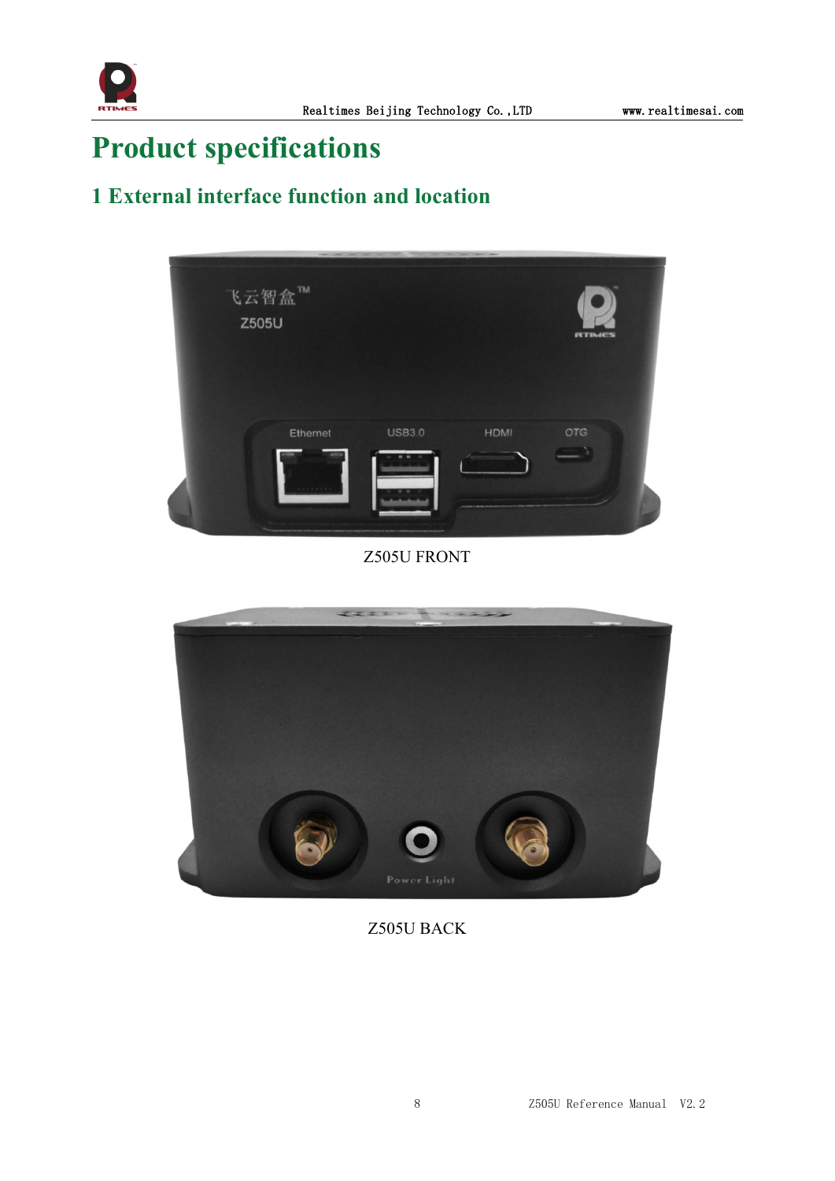# Product specifications

## 1 External interface function and location

Z505U FRONT

Z505U BACK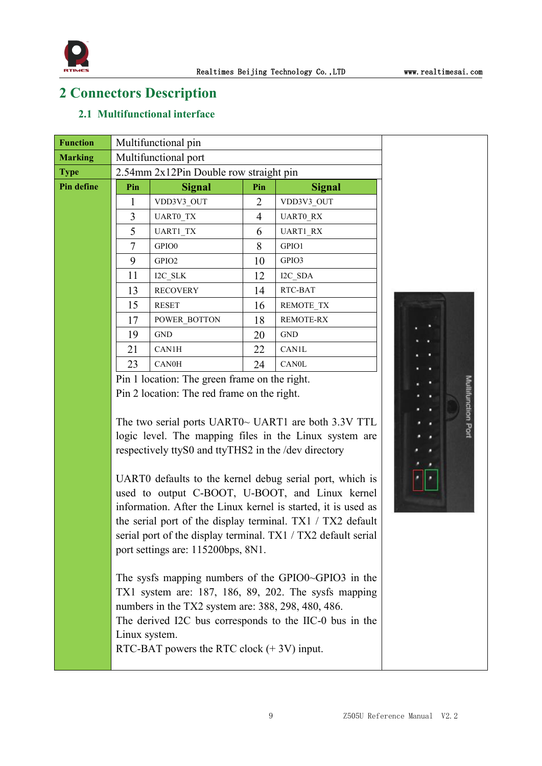# 2 Connectors Description

## 2.1 Multifunctional interface

| Function | Multifunctional pin |
|---|---|
| Marking | Multifunctional port |
| Type | 2.54mm 2x12Pin Double row straight pin |
| Pin define | (see pin table and notes below) |

| Pin | Signal | Pin | Signal |
|---|---|---|---|
| 1 | VDD3V3_OUT | 2 | VDD3V3_OUT |
| 3 | UART0_TX | 4 | UART0_RX |
| 5 | UART1_TX | 6 | UART1_RX |
| 7 | GPIO0 | 8 | GPIO1 |
| 9 | GPIO2 | 10 | GPIO3 |
| 11 | I2C_SLK | 12 | I2C_SDA |
| 13 | RECOVERY | 14 | RTC-BAT |
| 15 | RESET | 16 | REMOTE_TX |
| 17 | POWER_BOTTON | 18 | REMOTE-RX |
| 19 | GND | 20 | GND |
| 21 | CAN1H | 22 | CAN1L |
| 23 | CAN0H | 24 | CAN0L |

Pin 1 location: The green frame on the right.
Pin 2 location: The red frame on the right.

The two serial ports UART0~ UART1 are both 3.3V TTL logic level. The mapping files in the Linux system are respectively ttyS0 and ttyTHS2 in the /dev directory

UART0 defaults to the kernel debug serial port, which is used to output C-BOOT, U-BOOT, and Linux kernel information. After the Linux kernel is started, it is used as the serial port of the display terminal. TX1 / TX2 default serial port of the display terminal. TX1 / TX2 default serial port settings are: 115200bps, 8N1.

The sysfs mapping numbers of the GPIO0~GPIO3 in the TX1 system are: 187, 186, 89, 202. The sysfs mapping numbers in the TX2 system are: 388, 298, 480, 486.
The derived I2C bus corresponds to the IIC-0 bus in the Linux system.
RTC-BAT powers the RTC clock (+ 3V) input.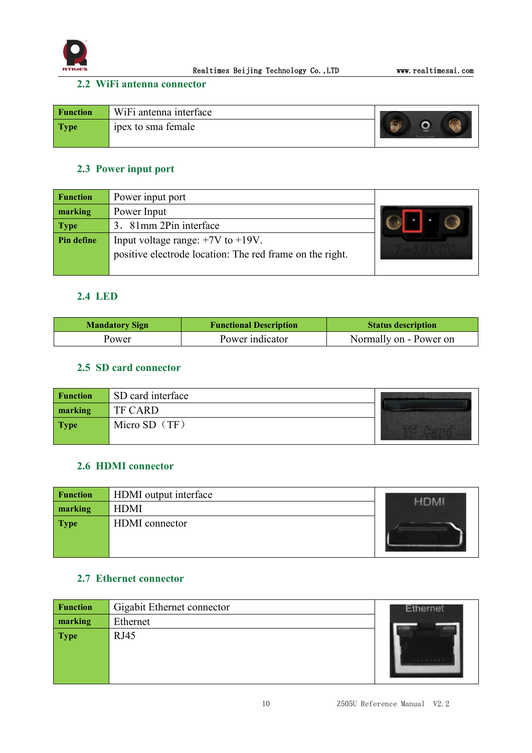## 2.2 WiFi antenna connector

| Function | WiFi antenna interface |
|---|---|
| Type | ipex to sma female |

## 2.3 Power input port

| Function | Power input port |
|---|---|
| marking | Power Input |
| Type | 3．81mm 2Pin interface |
| Pin define | Input voltage range: +7V to +19V.<br>positive electrode location: The red frame on the right. |

## 2.4 LED

| Mandatory Sign | Functional Description | Status description |
|---|---|---|
| Power | Power indicator | Normally on - Power on |

## 2.5 SD card connector

| Function | SD card interface |
|---|---|
| marking | TF CARD |
| Type | Micro SD（TF） |

## 2.6 HDMI connector

| Function | HDMI output interface |
|---|---|
| marking | HDMI |
| Type | HDMI connector |

## 2.7 Ethernet connector

| Function | Gigabit Ethernet connector |
|---|---|
| marking | Ethernet |
| Type | RJ45 |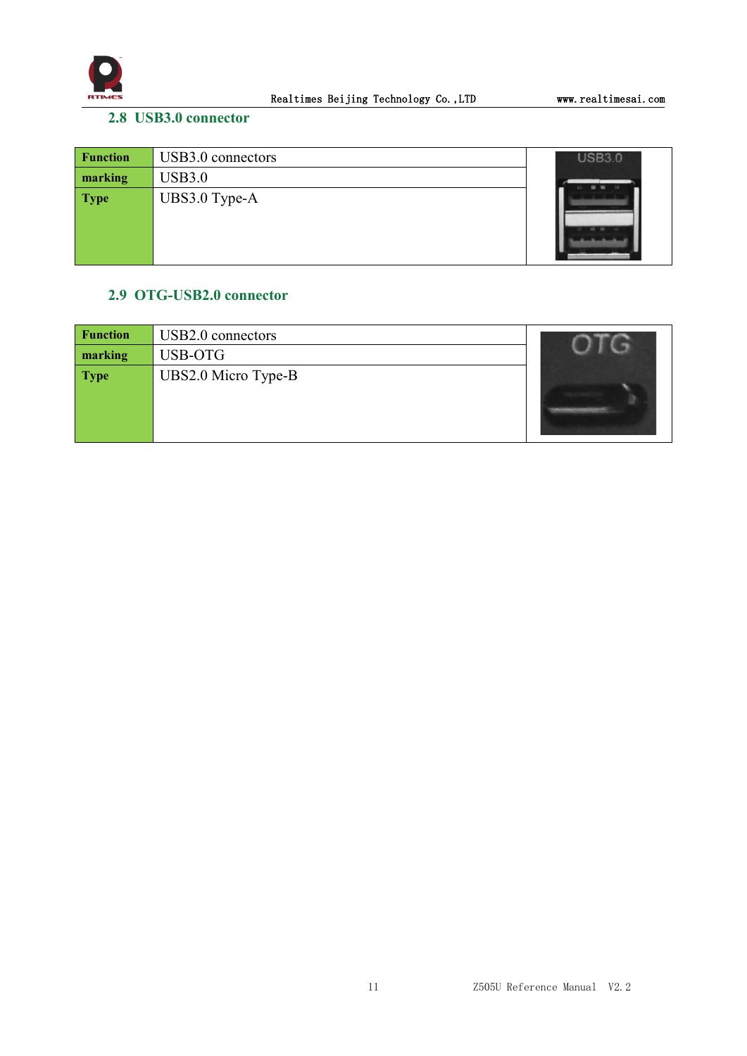## 2.8 USB3.0 connector

| Function | USB3.0 connectors |
|---|---|
| marking | USB3.0 |
| Type | UBS3.0 Type-A |

## 2.9 OTG-USB2.0 connector

| Function | USB2.0 connectors |
|---|---|
| marking | USB-OTG |
| Type | UBS2.0 Micro Type-B |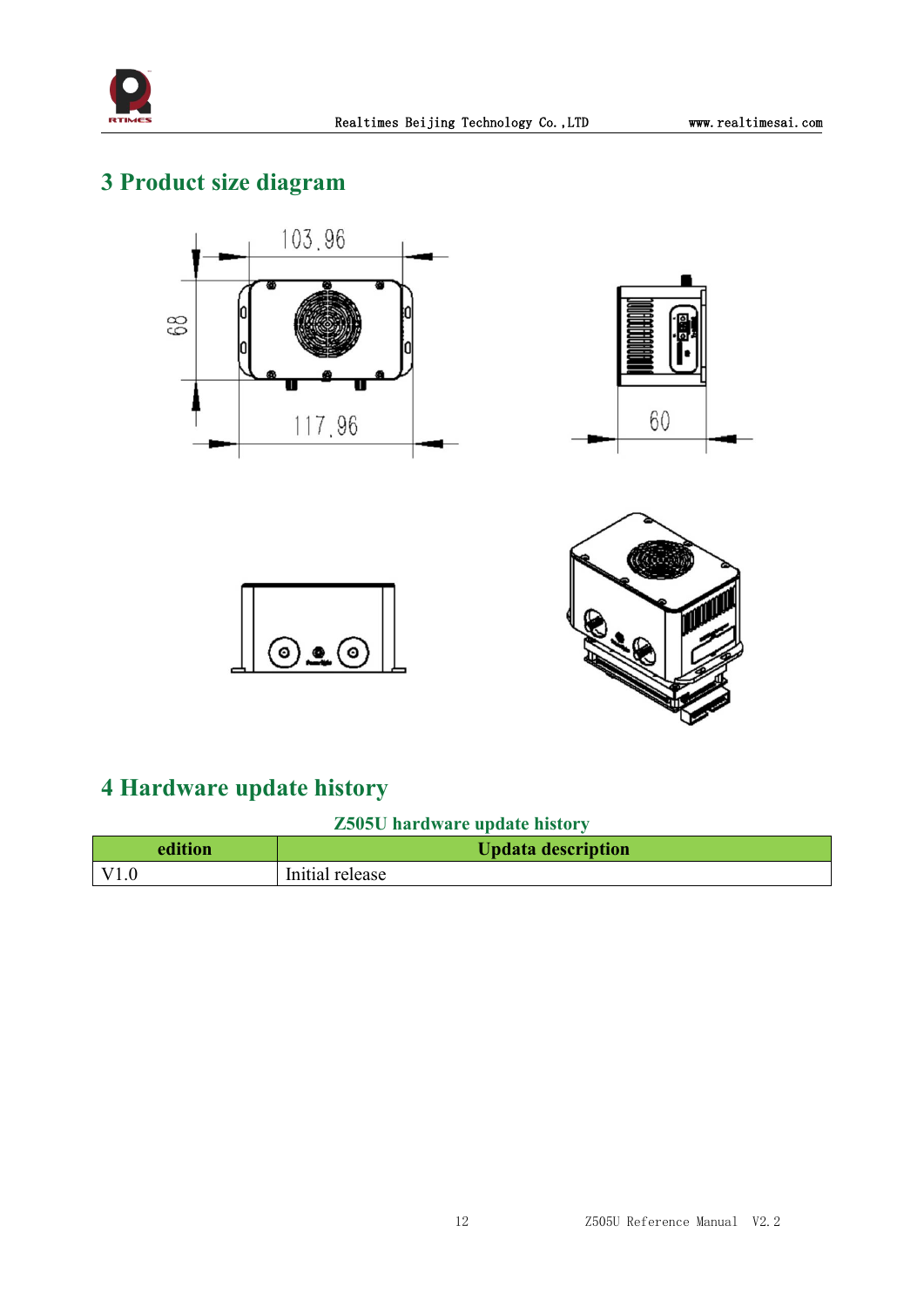# 3 Product size diagram

# 4 Hardware update history

Z505U hardware update history

| edition | Updata description |
|---|---|
| V1.0 | Initial release |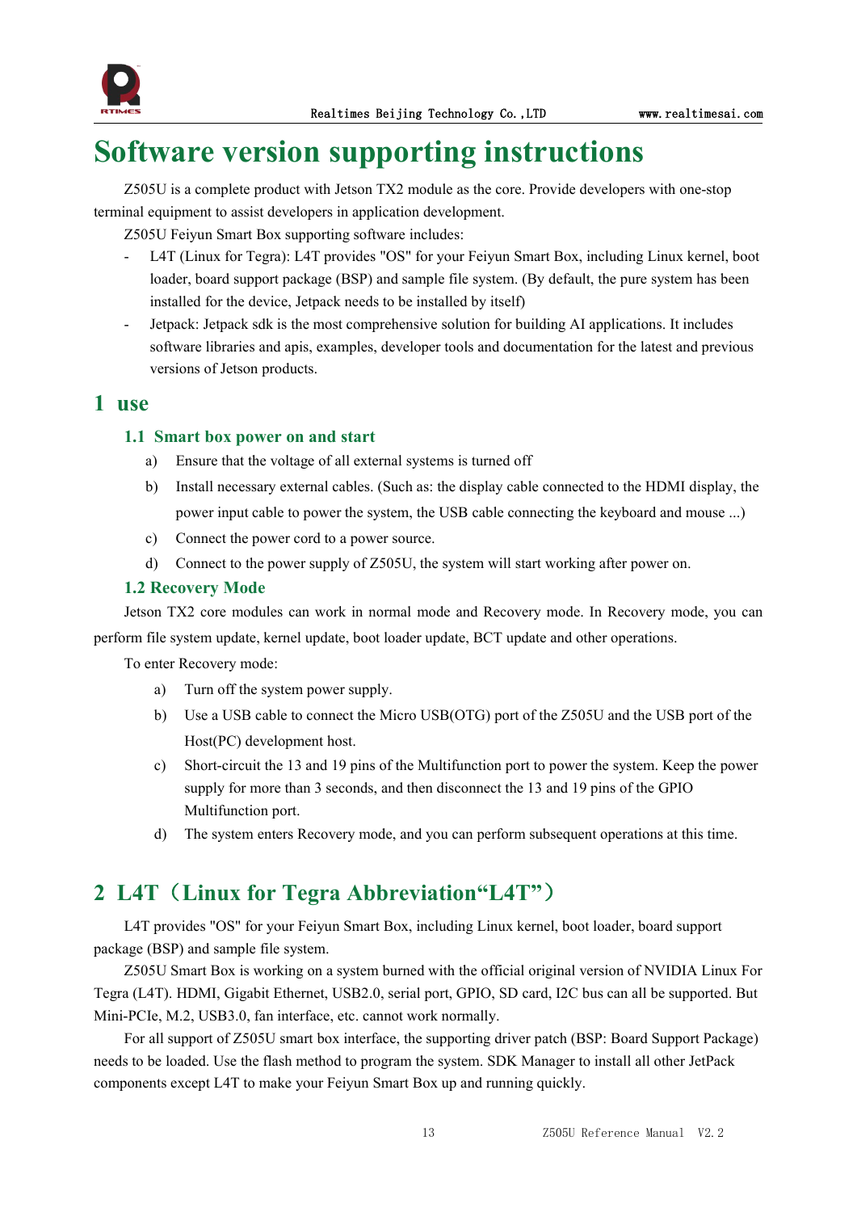# Software version supporting instructions

Z505U is a complete product with Jetson TX2 module as the core. Provide developers with one-stop terminal equipment to assist developers in application development.

Z505U Feiyun Smart Box supporting software includes:

- L4T (Linux for Tegra): L4T provides "OS" for your Feiyun Smart Box, including Linux kernel, boot loader, board support package (BSP) and sample file system. (By default, the pure system has been installed for the device, Jetpack needs to be installed by itself)
- Jetpack: Jetpack sdk is the most comprehensive solution for building AI applications. It includes software libraries and apis, examples, developer tools and documentation for the latest and previous versions of Jetson products.

## 1 use

### 1.1 Smart box power on and start

a) Ensure that the voltage of all external systems is turned off

b) Install necessary external cables. (Such as: the display cable connected to the HDMI display, the power input cable to power the system, the USB cable connecting the keyboard and mouse ...)

c) Connect the power cord to a power source.

d) Connect to the power supply of Z505U, the system will start working after power on.

### 1.2 Recovery Mode

Jetson TX2 core modules can work in normal mode and Recovery mode. In Recovery mode, you can perform file system update, kernel update, boot loader update, BCT update and other operations.

To enter Recovery mode:

a) Turn off the system power supply.

b) Use a USB cable to connect the Micro USB(OTG) port of the Z505U and the USB port of the Host(PC) development host.

c) Short-circuit the 13 and 19 pins of the Multifunction port to power the system. Keep the power supply for more than 3 seconds, and then disconnect the 13 and 19 pins of the GPIO Multifunction port.

d) The system enters Recovery mode, and you can perform subsequent operations at this time.

## 2 L4T（Linux for Tegra Abbreviation“L4T”）

L4T provides "OS" for your Feiyun Smart Box, including Linux kernel, boot loader, board support package (BSP) and sample file system.

Z505U Smart Box is working on a system burned with the official original version of NVIDIA Linux For Tegra (L4T). HDMI, Gigabit Ethernet, USB2.0, serial port, GPIO, SD card, I2C bus can all be supported. But Mini-PCIe, M.2, USB3.0, fan interface, etc. cannot work normally.

For all support of Z505U smart box interface, the supporting driver patch (BSP: Board Support Package) needs to be loaded. Use the flash method to program the system. SDK Manager to install all other JetPack components except L4T to make your Feiyun Smart Box up and running quickly.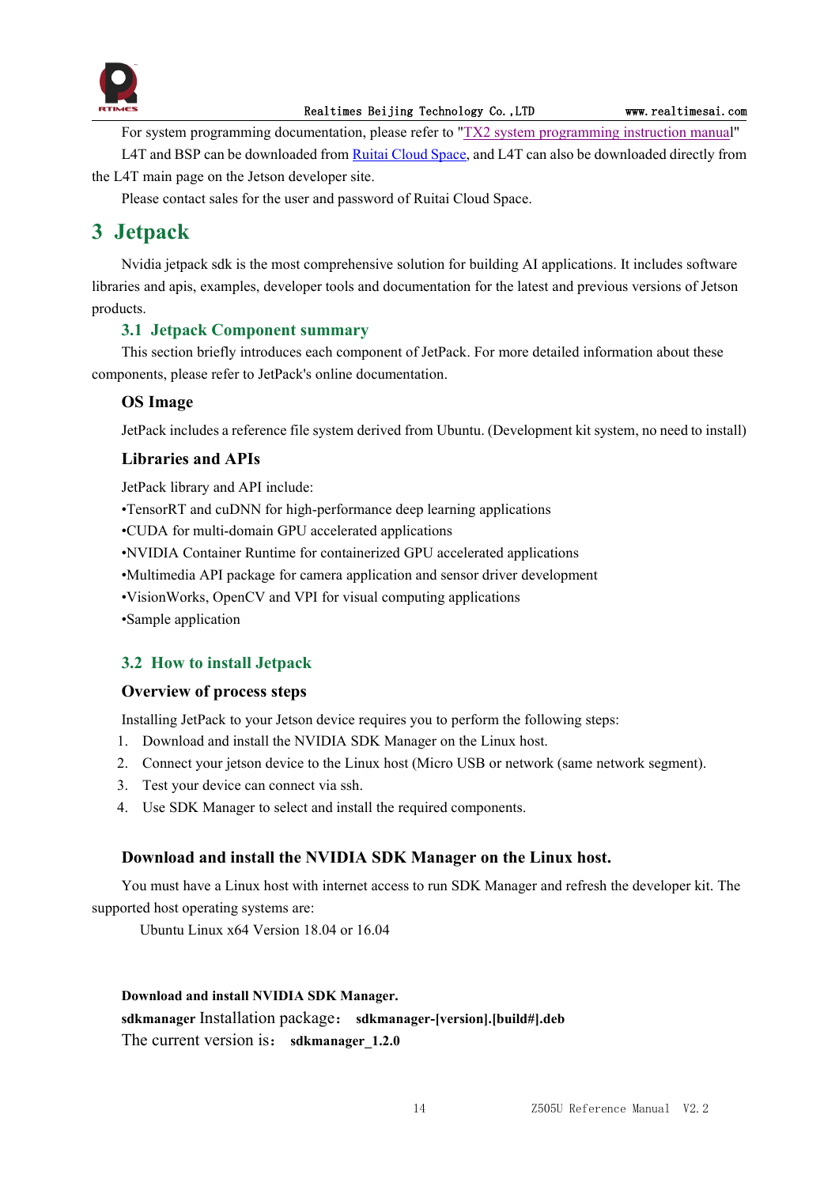For system programming documentation, please refer to "TX2 system programming instruction manual"

L4T and BSP can be downloaded from Ruitai Cloud Space, and L4T can also be downloaded directly from the L4T main page on the Jetson developer site.

Please contact sales for the user and password of Ruitai Cloud Space.

# 3 Jetpack

Nvidia jetpack sdk is the most comprehensive solution for building AI applications. It includes software libraries and apis, examples, developer tools and documentation for the latest and previous versions of Jetson products.

## 3.1 Jetpack Component summary

This section briefly introduces each component of JetPack. For more detailed information about these components, please refer to JetPack's online documentation.

### OS Image

JetPack includes a reference file system derived from Ubuntu. (Development kit system, no need to install)

### Libraries and APIs

JetPack library and API include:

•TensorRT and cuDNN for high-performance deep learning applications
•CUDA for multi-domain GPU accelerated applications
•NVIDIA Container Runtime for containerized GPU accelerated applications
•Multimedia API package for camera application and sensor driver development
•VisionWorks, OpenCV and VPI for visual computing applications
•Sample application

## 3.2 How to install Jetpack

### Overview of process steps

Installing JetPack to your Jetson device requires you to perform the following steps:

1. Download and install the NVIDIA SDK Manager on the Linux host.
2. Connect your jetson device to the Linux host (Micro USB or network (same network segment).
3. Test your device can connect via ssh.
4. Use SDK Manager to select and install the required components.

### Download and install the NVIDIA SDK Manager on the Linux host.

You must have a Linux host with internet access to run SDK Manager and refresh the developer kit. The supported host operating systems are:

Ubuntu Linux x64 Version 18.04 or 16.04

**Download and install NVIDIA SDK Manager.**

**sdkmanager** Installation package： **sdkmanager-[version].[build#].deb**

The current version is： **sdkmanager_1.2.0**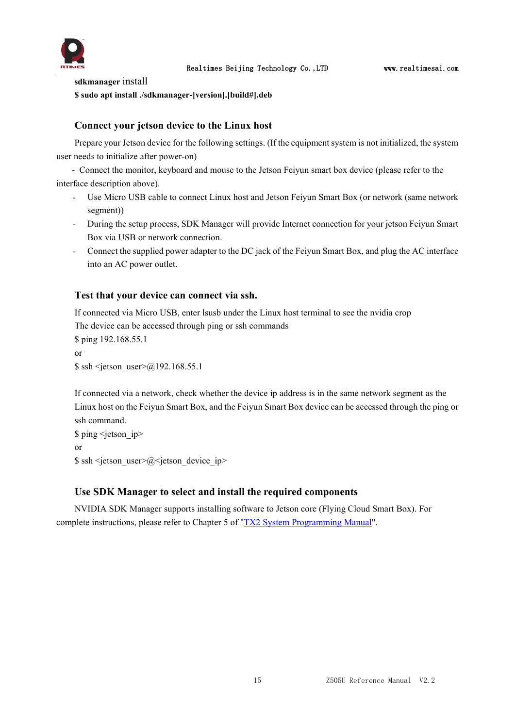**sdkmanager** install

**$ sudo apt install ./sdkmanager-[version].[build#].deb**

### Connect your jetson device to the Linux host

Prepare your Jetson device for the following settings. (If the equipment system is not initialized, the system user needs to initialize after power-on)

- Connect the monitor, keyboard and mouse to the Jetson Feiyun smart box device (please refer to the interface description above).
- Use Micro USB cable to connect Linux host and Jetson Feiyun Smart Box (or network (same network segment))
- During the setup process, SDK Manager will provide Internet connection for your jetson Feiyun Smart Box via USB or network connection.
- Connect the supplied power adapter to the DC jack of the Feiyun Smart Box, and plug the AC interface into an AC power outlet.

### Test that your device can connect via ssh.

If connected via Micro USB, enter lsusb under the Linux host terminal to see the nvidia crop

The device can be accessed through ping or ssh commands

$ ping 192.168.55.1

or

$ ssh <jetson_user>@192.168.55.1

If connected via a network, check whether the device ip address is in the same network segment as the Linux host on the Feiyun Smart Box, and the Feiyun Smart Box device can be accessed through the ping or ssh command.

$ ping <jetson_ip>

or

$ ssh <jetson_user>@<jetson_device_ip>

### Use SDK Manager to select and install the required components

NVIDIA SDK Manager supports installing software to Jetson core (Flying Cloud Smart Box). For complete instructions, please refer to Chapter 5 of "TX2 System Programming Manual".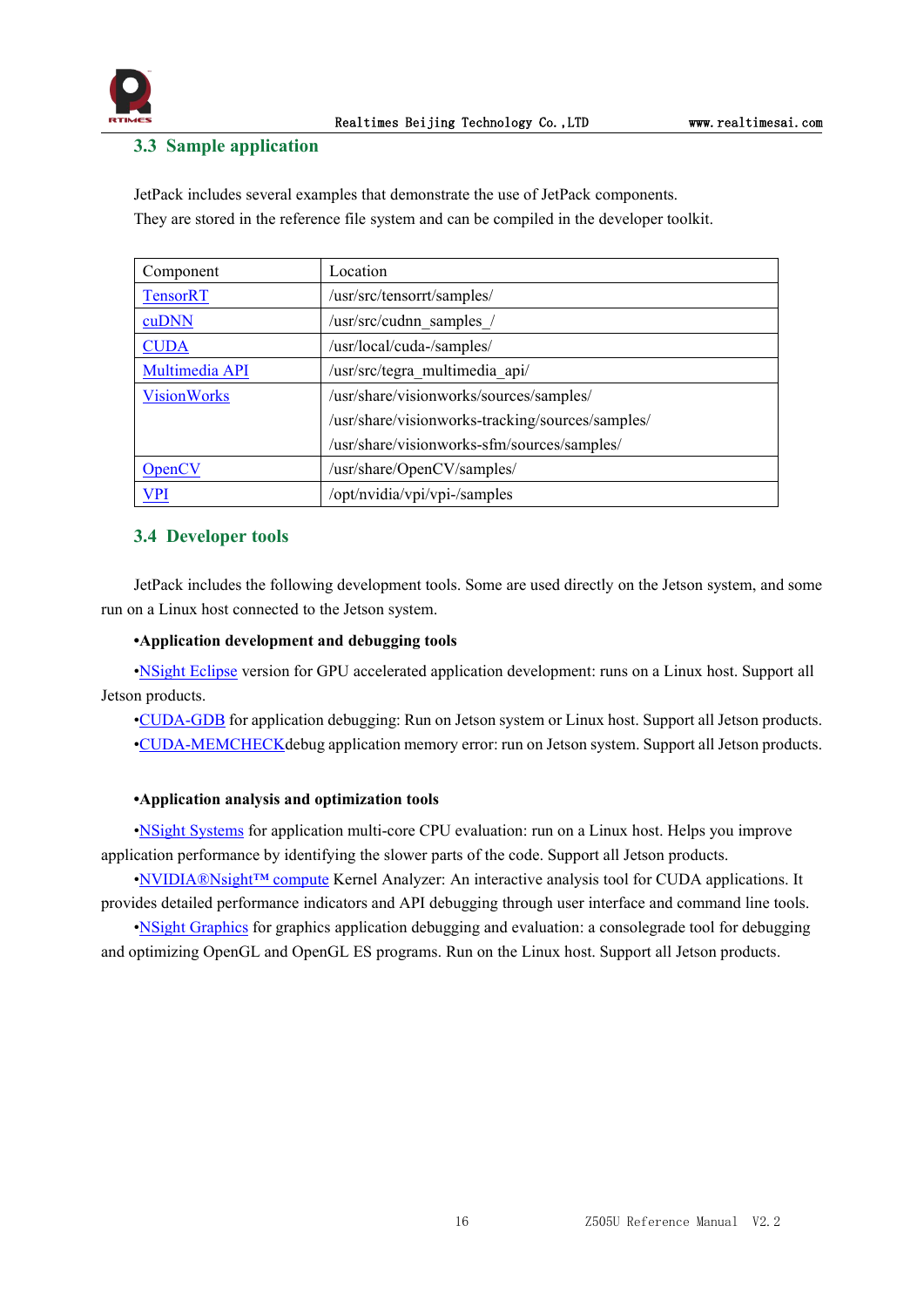### 3.3 Sample application

JetPack includes several examples that demonstrate the use of JetPack components.
They are stored in the reference file system and can be compiled in the developer toolkit.

| Component | Location |
| --- | --- |
| TensorRT | /usr/src/tensorrt/samples/ |
| cuDNN | /usr/src/cudnn_samples_/ |
| CUDA | /usr/local/cuda-/samples/ |
| Multimedia API | /usr/src/tegra_multimedia_api/ |
| VisionWorks | /usr/share/visionworks/sources/samples/<br>/usr/share/visionworks-tracking/sources/samples/<br>/usr/share/visionworks-sfm/sources/samples/ |
| OpenCV | /usr/share/OpenCV/samples/ |
| VPI | /opt/nvidia/vpi/vpi-/samples |

### 3.4 Developer tools

JetPack includes the following development tools. Some are used directly on the Jetson system, and some run on a Linux host connected to the Jetson system.

**•Application development and debugging tools**

•NSight Eclipse version for GPU accelerated application development: runs on a Linux host. Support all Jetson products.

•CUDA-GDB for application debugging: Run on Jetson system or Linux host. Support all Jetson products.

•CUDA-MEMCHECKdebug application memory error: run on Jetson system. Support all Jetson products.

**•Application analysis and optimization tools**

•NSight Systems for application multi-core CPU evaluation: run on a Linux host. Helps you improve application performance by identifying the slower parts of the code. Support all Jetson products.

•NVIDIA®Nsight™ compute Kernel Analyzer: An interactive analysis tool for CUDA applications. It provides detailed performance indicators and API debugging through user interface and command line tools.

•NSight Graphics for graphics application debugging and evaluation: a consolegrade tool for debugging and optimizing OpenGL and OpenGL ES programs. Run on the Linux host. Support all Jetson products.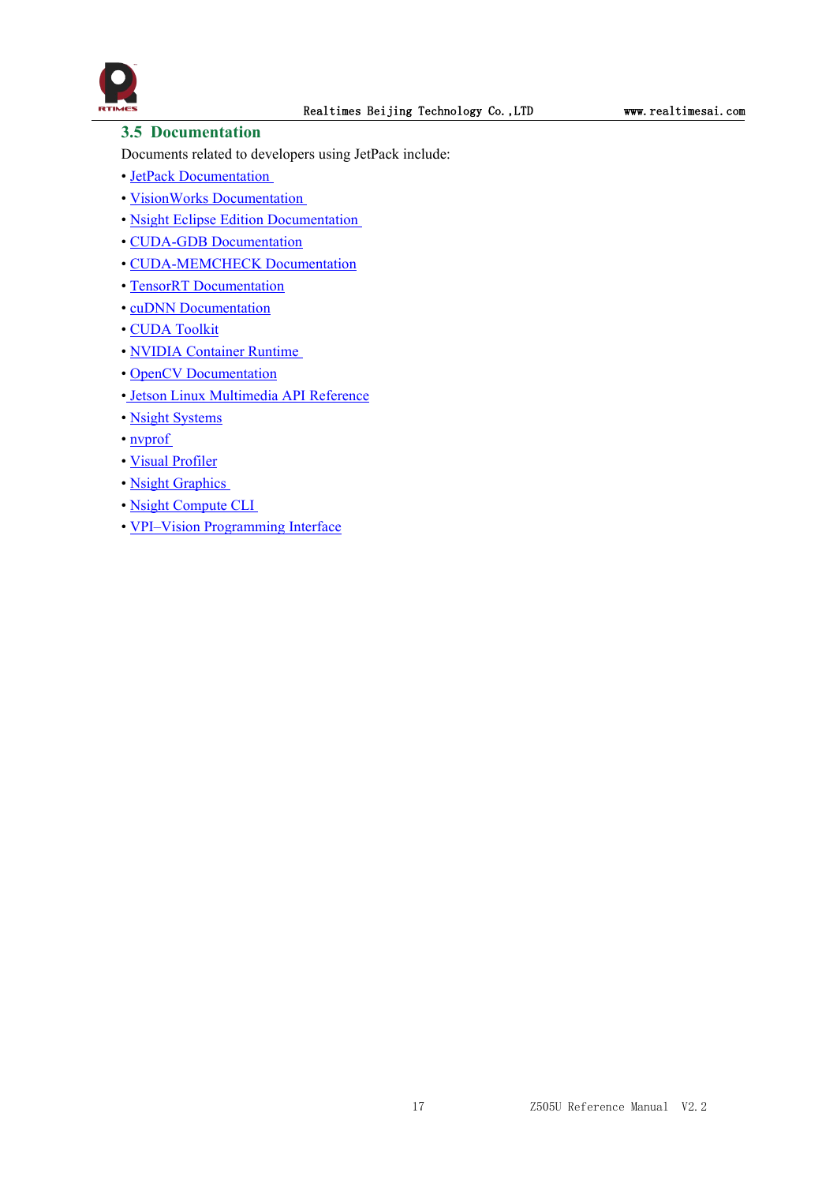## 3.5 Documentation

Documents related to developers using JetPack include:

- JetPack Documentation
- VisionWorks Documentation
- Nsight Eclipse Edition Documentation
- CUDA-GDB Documentation
- CUDA-MEMCHECK Documentation
- TensorRT Documentation
- cuDNN Documentation
- CUDA Toolkit
- NVIDIA Container Runtime
- OpenCV Documentation
- Jetson Linux Multimedia API Reference
- Nsight Systems
- nvprof
- Visual Profiler
- Nsight Graphics
- Nsight Compute CLI
- VPI–Vision Programming Interface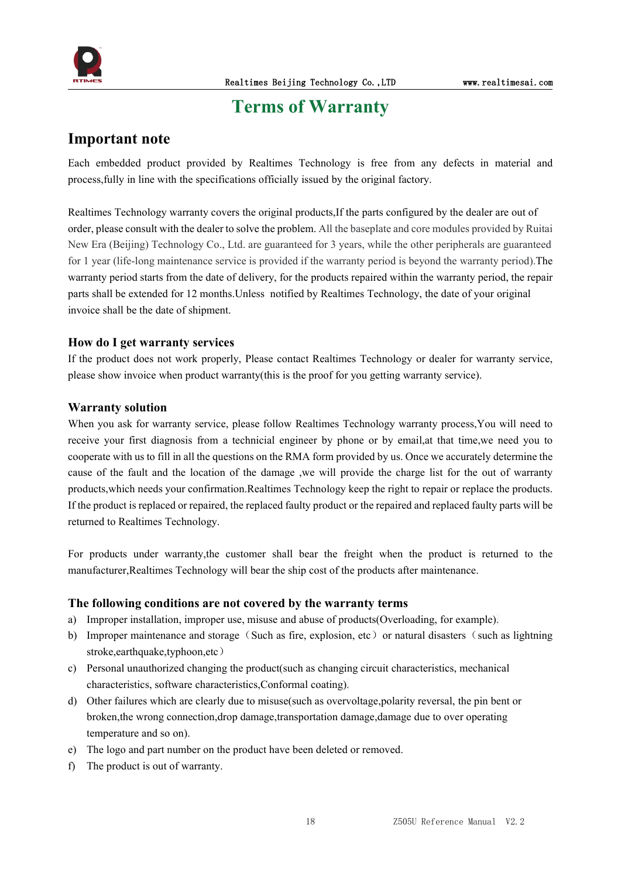# Terms of Warranty

## Important note

Each embedded product provided by Realtimes Technology is free from any defects in material and process,fully in line with the specifications officially issued by the original factory.

Realtimes Technology warranty covers the original products,If the parts configured by the dealer are out of order, please consult with the dealer to solve the problem. All the baseplate and core modules provided by Ruitai New Era (Beijing) Technology Co., Ltd. are guaranteed for 3 years, while the other peripherals are guaranteed for 1 year (life-long maintenance service is provided if the warranty period is beyond the warranty period).The warranty period starts from the date of delivery, for the products repaired within the warranty period, the repair parts shall be extended for 12 months.Unless notified by Realtimes Technology, the date of your original invoice shall be the date of shipment.

### How do I get warranty services

If the product does not work properly, Please contact Realtimes Technology or dealer for warranty service, please show invoice when product warranty(this is the proof for you getting warranty service).

### Warranty solution

When you ask for warranty service, please follow Realtimes Technology warranty process,You will need to receive your first diagnosis from a technicial engineer by phone or by email,at that time,we need you to cooperate with us to fill in all the questions on the RMA form provided by us. Once we accurately determine the cause of the fault and the location of the damage ,we will provide the charge list for the out of warranty products,which needs your confirmation.Realtimes Technology keep the right to repair or replace the products. If the product is replaced or repaired, the replaced faulty product or the repaired and replaced faulty parts will be returned to Realtimes Technology.

For products under warranty,the customer shall bear the freight when the product is returned to the manufacturer,Realtimes Technology will bear the ship cost of the products after maintenance.

### The following conditions are not covered by the warranty terms

a) Improper installation, improper use, misuse and abuse of products(Overloading, for example).
b) Improper maintenance and storage（Such as fire, explosion, etc）or natural disasters（such as lightning stroke,earthquake,typhoon,etc）
c) Personal unauthorized changing the product(such as changing circuit characteristics, mechanical characteristics, software characteristics,Conformal coating).
d) Other failures which are clearly due to misuse(such as overvoltage,polarity reversal, the pin bent or broken,the wrong connection,drop damage,transportation damage,damage due to over operating temperature and so on).
e) The logo and part number on the product have been deleted or removed.
f) The product is out of warranty.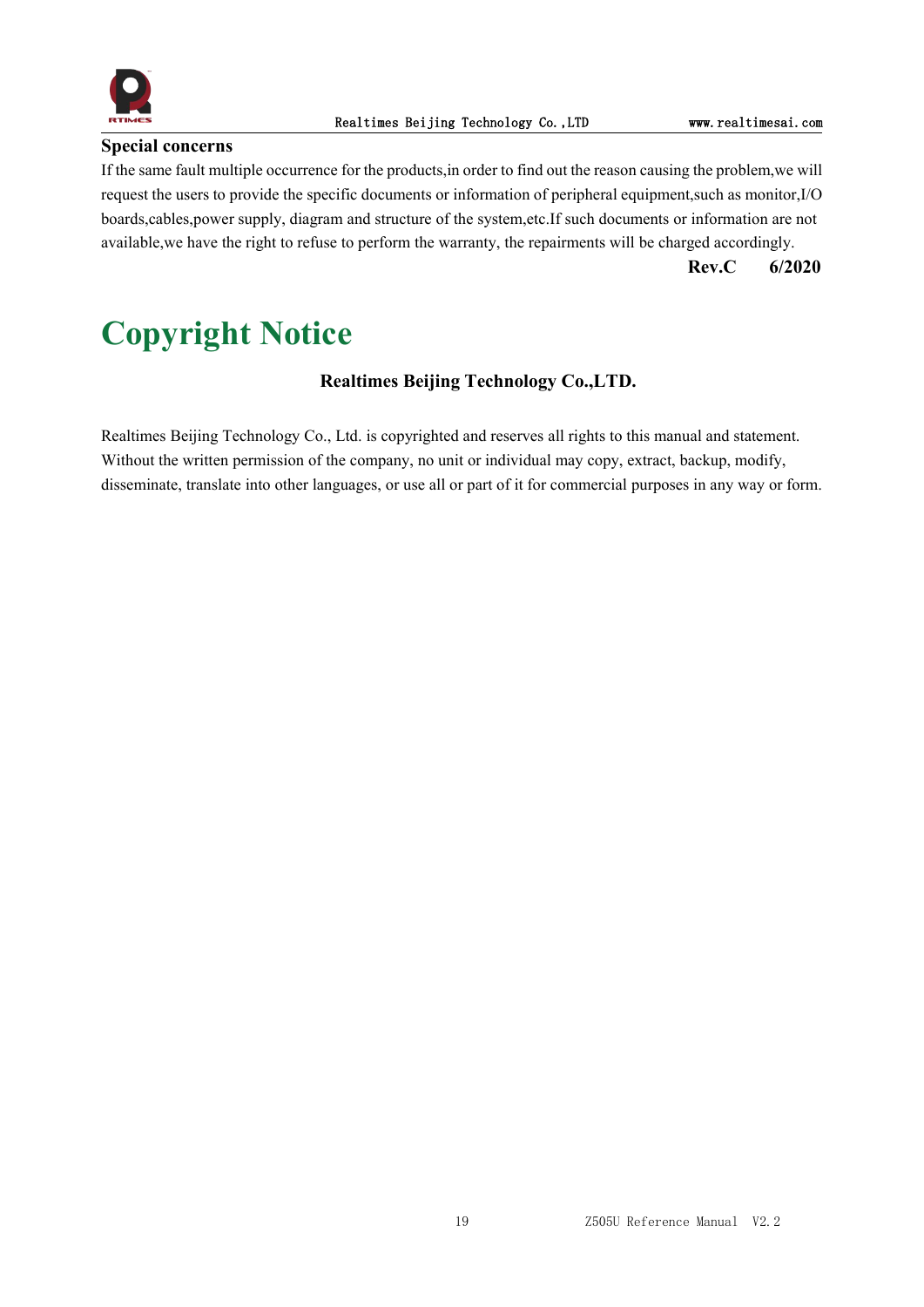### Special concerns

If the same fault multiple occurrence for the products,in order to find out the reason causing the problem,we will request the users to provide the specific documents or information of peripheral equipment,such as monitor,I/O boards,cables,power supply, diagram and structure of the system,etc.If such documents or information are not available,we have the right to refuse to perform the warranty, the repairments will be charged accordingly.

**Rev.C 6/2020**

# Copyright Notice

**Realtimes Beijing Technology Co.,LTD.**

Realtimes Beijing Technology Co., Ltd. is copyrighted and reserves all rights to this manual and statement. Without the written permission of the company, no unit or individual may copy, extract, backup, modify, disseminate, translate into other languages, or use all or part of it for commercial purposes in any way or form.